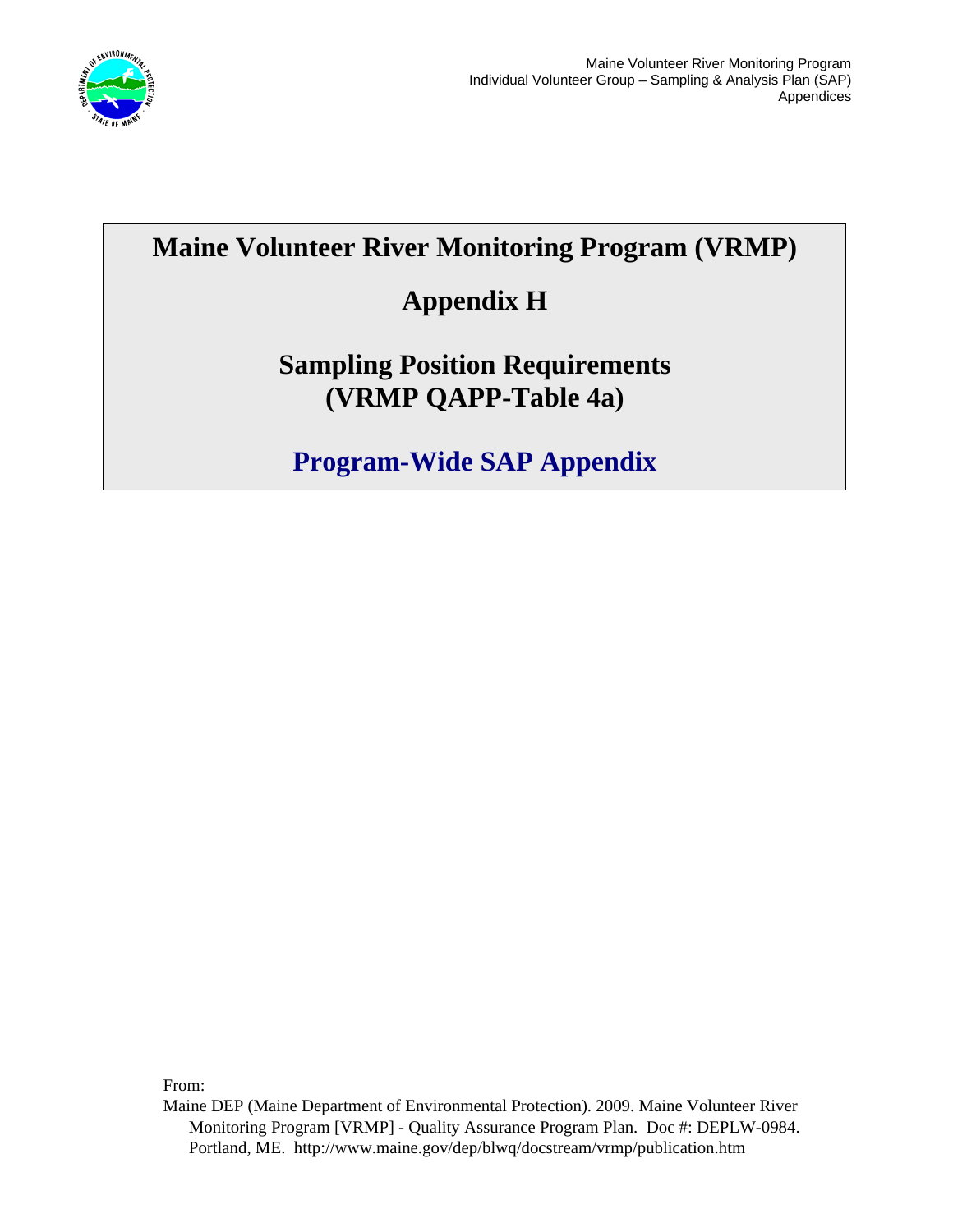# Maine Volunteer River Monitoring Program (VRMP)

# Appendix H

## Sampling Position Requirements (VRMP QAPP-Table 4a)

## Program-Wide SAP Appendix

From:

Maine DEP (Maine Department of Environmental Protection). 2009. Maine Volunteer River Monitoring Program [VRMP] - Quality Assurance Program Plan. Doc #: DEPLW-0984. Portland, ME. http://www.maine.gov/dep/blwq/docstream/vrmp/publication.htm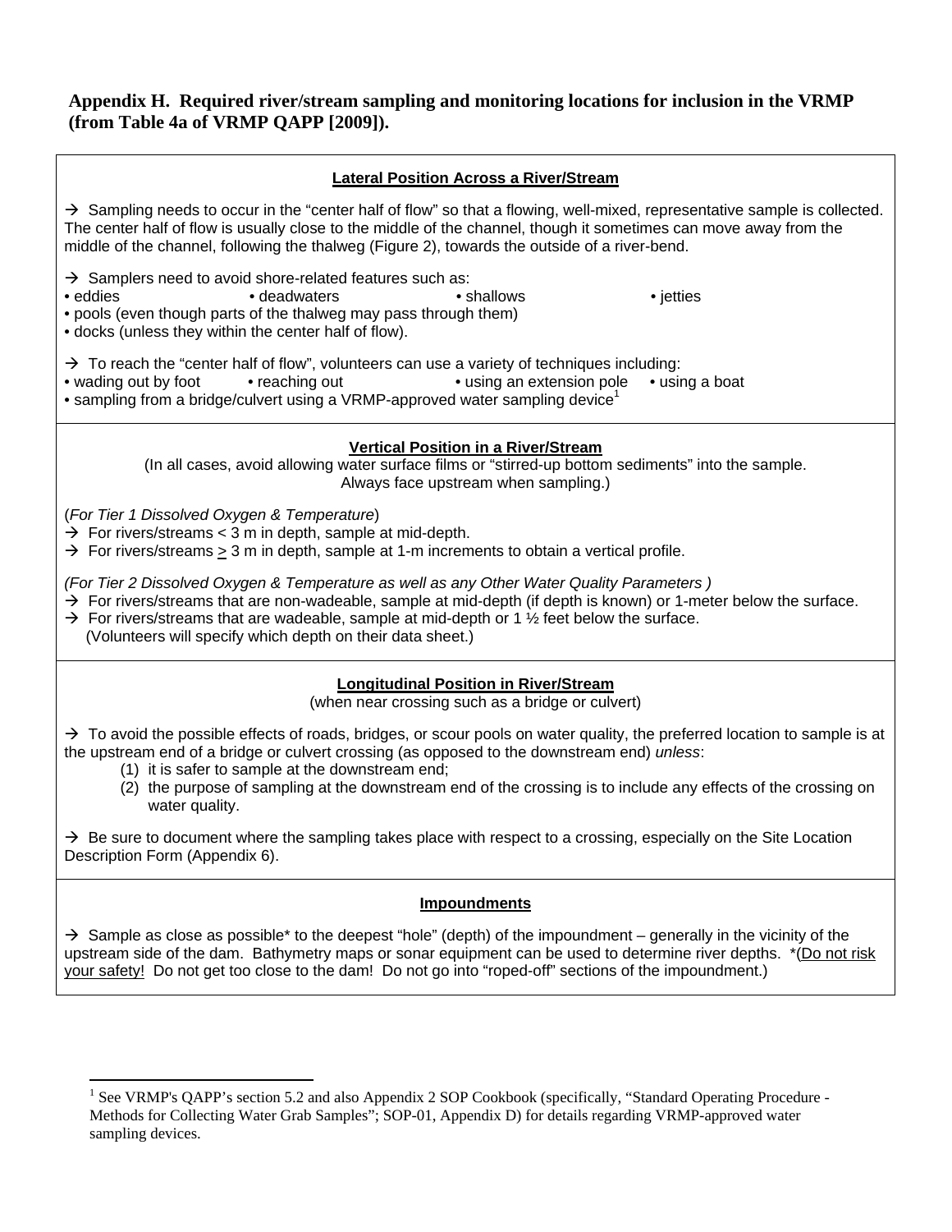**Appendix H. Required river/stream sampling and monitoring locations for inclusion in the VRMP (from Table 4a of VRMP QAPP [2009]).**

**Lateral Position Across a River/Stream**

→ Sampling needs to occur in the "center half of flow" so that a flowing, well-mixed, representative sample is collected. The center half of flow is usually close to the middle of the channel, though it sometimes can move away from the middle of the channel, following the thalweg (Figure 2), towards the outside of a river-bend.

→ Samplers need to avoid shore-related features such as:

- eddies
- deadwaters
- shallows
- jetties
- pools (even though parts of the thalweg may pass through them)
- docks (unless they within the center half of flow).

→ To reach the "center half of flow", volunteers can use a variety of techniques including:

- wading out by foot
- reaching out
- using an extension pole
- using a boat
- sampling from a bridge/culvert using a VRMP-approved water sampling device[1]

**Vertical Position in a River/Stream**

(In all cases, avoid allowing water surface films or "stirred-up bottom sediments" into the sample. Always face upstream when sampling.)

(*For Tier 1 Dissolved Oxygen & Temperature*)

→ For rivers/streams < 3 m in depth, sample at mid-depth.

→ For rivers/streams $\geq$ 3 m in depth, sample at 1-m increments to obtain a vertical profile.

*(For Tier 2 Dissolved Oxygen & Temperature as well as any Other Water Quality Parameters )*

→ For rivers/streams that are non-wadeable, sample at mid-depth (if depth is known) or 1-meter below the surface.

→ For rivers/streams that are wadeable, sample at mid-depth or 1 ½ feet below the surface. (Volunteers will specify which depth on their data sheet.)

**Longitudinal Position in River/Stream**

(when near crossing such as a bridge or culvert)

→ To avoid the possible effects of roads, bridges, or scour pools on water quality, the preferred location to sample is at the upstream end of a bridge or culvert crossing (as opposed to the downstream end) *unless*:

(1) it is safer to sample at the downstream end;
(2) the purpose of sampling at the downstream end of the crossing is to include any effects of the crossing on water quality.

→ Be sure to document where the sampling takes place with respect to a crossing, especially on the Site Location Description Form (Appendix 6).

**Impoundments**

→ Sample as close as possible* to the deepest "hole" (depth) of the impoundment – generally in the vicinity of the upstream side of the dam. Bathymetry maps or sonar equipment can be used to determine river depths. *(Do not risk your safety! Do not get too close to the dam! Do not go into "roped-off" sections of the impoundment.)

[1] See VRMP's QAPP's section 5.2 and also Appendix 2 SOP Cookbook (specifically, "Standard Operating Procedure - Methods for Collecting Water Grab Samples"; SOP-01, Appendix D) for details regarding VRMP-approved water sampling devices.